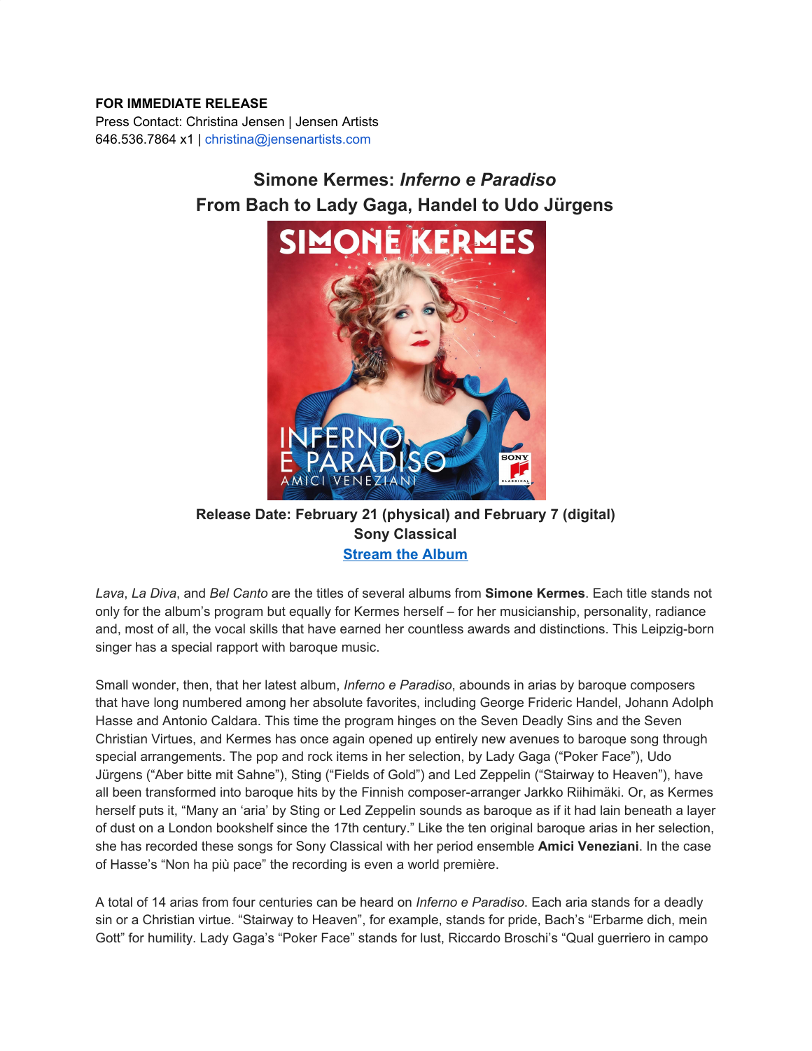**FOR IMMEDIATE RELEASE**
Press Contact: Christina Jensen | Jensen Artists
646.536.7864 x1 | christina@jensenartists.com

## Simone Kermes: *Inferno e Paradiso*
## From Bach to Lady Gaga, Handel to Udo Jürgens

**Release Date: February 21 (physical) and February 7 (digital)**
**Sony Classical**
**Stream the Album**

*Lava*, *La Diva*, and *Bel Canto* are the titles of several albums from **Simone Kermes**. Each title stands not only for the album's program but equally for Kermes herself – for her musicianship, personality, radiance and, most of all, the vocal skills that have earned her countless awards and distinctions. This Leipzig-born singer has a special rapport with baroque music.

Small wonder, then, that her latest album, *Inferno e Paradiso*, abounds in arias by baroque composers that have long numbered among her absolute favorites, including George Frideric Handel, Johann Adolph Hasse and Antonio Caldara. This time the program hinges on the Seven Deadly Sins and the Seven Christian Virtues, and Kermes has once again opened up entirely new avenues to baroque song through special arrangements. The pop and rock items in her selection, by Lady Gaga ("Poker Face"), Udo Jürgens ("Aber bitte mit Sahne"), Sting ("Fields of Gold") and Led Zeppelin ("Stairway to Heaven"), have all been transformed into baroque hits by the Finnish composer-arranger Jarkko Riihimäki. Or, as Kermes herself puts it, "Many an 'aria' by Sting or Led Zeppelin sounds as baroque as if it had lain beneath a layer of dust on a London bookshelf since the 17th century." Like the ten original baroque arias in her selection, she has recorded these songs for Sony Classical with her period ensemble **Amici Veneziani**. In the case of Hasse's "Non ha più pace" the recording is even a world première.

A total of 14 arias from four centuries can be heard on *Inferno e Paradiso*. Each aria stands for a deadly sin or a Christian virtue. "Stairway to Heaven", for example, stands for pride, Bach's "Erbarme dich, mein Gott" for humility. Lady Gaga's "Poker Face" stands for lust, Riccardo Broschi's "Qual guerriero in campo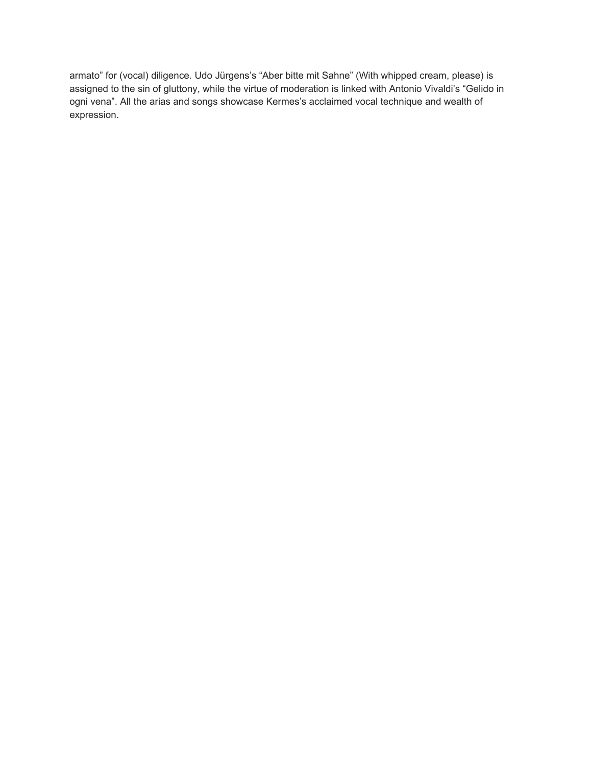armato" for (vocal) diligence. Udo Jürgens's "Aber bitte mit Sahne" (With whipped cream, please) is assigned to the sin of gluttony, while the virtue of moderation is linked with Antonio Vivaldi's "Gelido in ogni vena". All the arias and songs showcase Kermes's acclaimed vocal technique and wealth of expression.